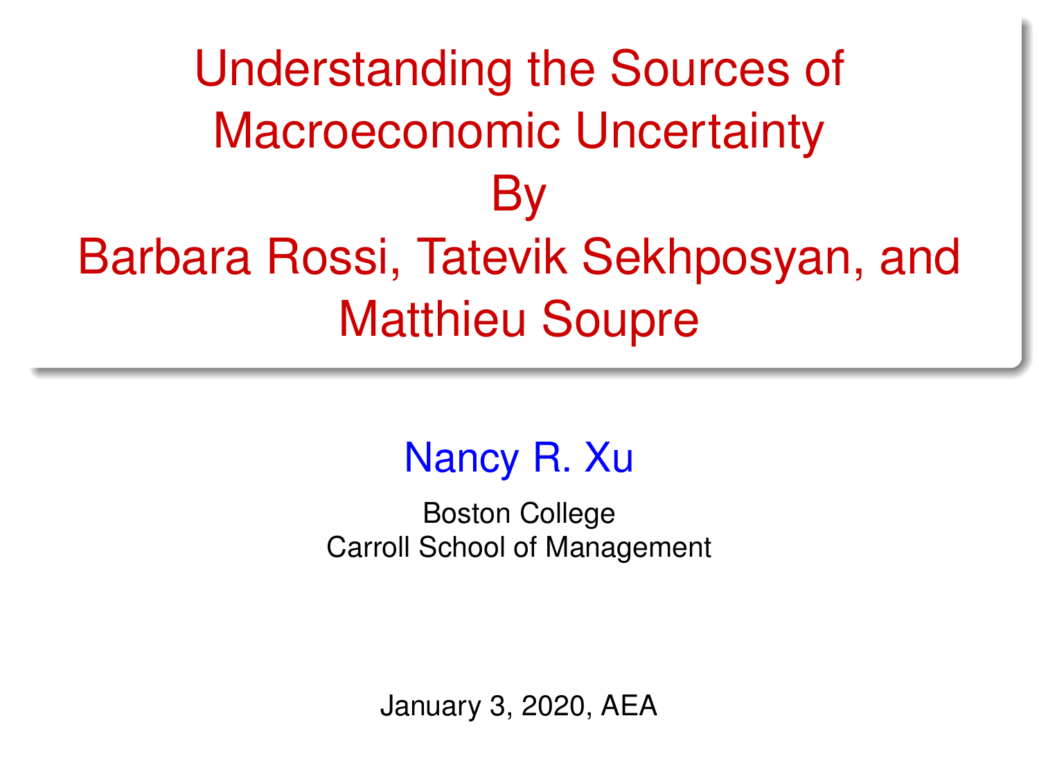# Understanding the Sources of Macroeconomic Uncertainty By Barbara Rossi, Tatevik Sekhposyan, and Matthieu Soupre

Nancy R. Xu

Boston College
Carroll School of Management

January 3, 2020, AEA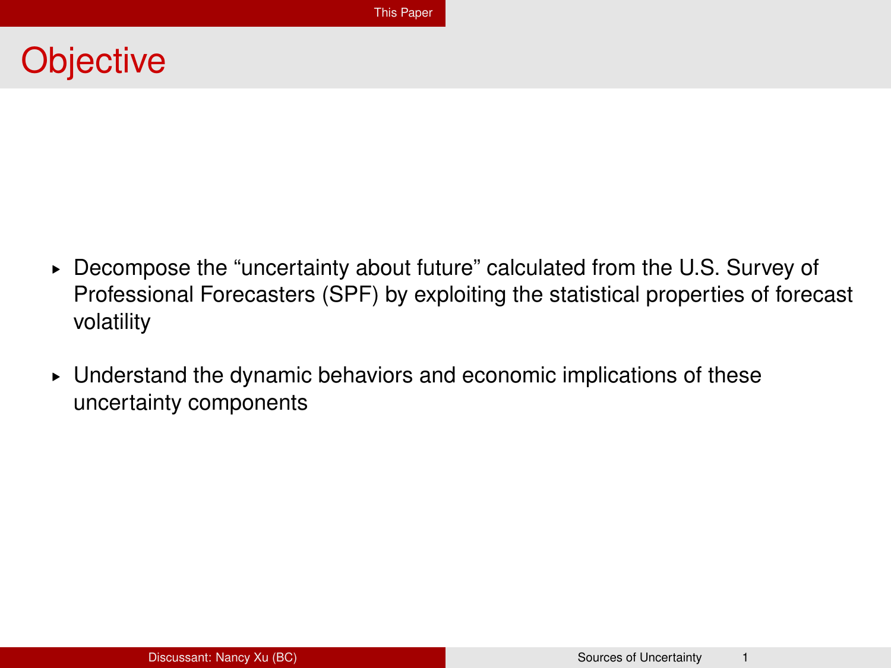# Objective

- Decompose the "uncertainty about future" calculated from the U.S. Survey of Professional Forecasters (SPF) by exploiting the statistical properties of forecast volatility
- Understand the dynamic behaviors and economic implications of these uncertainty components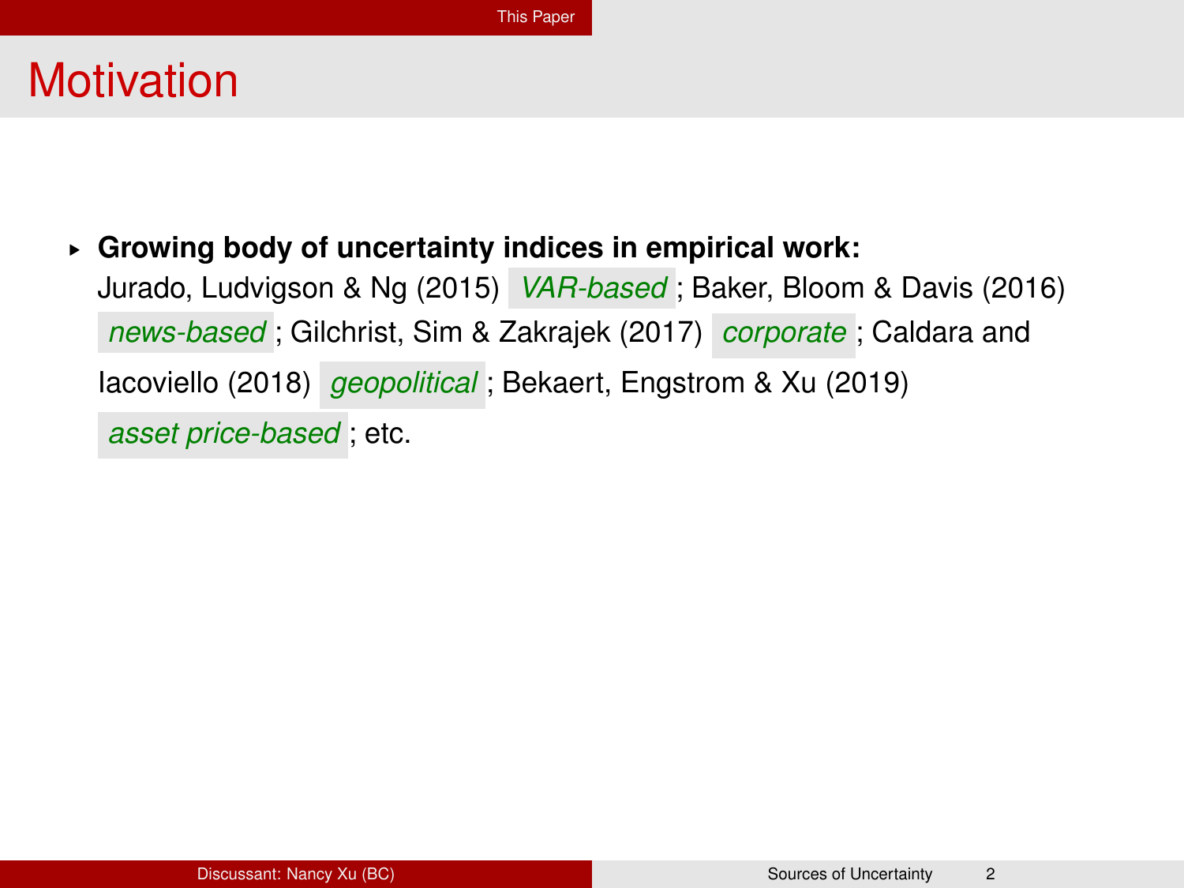# Motivation

- **Growing body of uncertainty indices in empirical work:**
  Jurado, Ludvigson & Ng (2015) *VAR-based*; Baker, Bloom & Davis (2016) *news-based*; Gilchrist, Sim & Zakrajek (2017) *corporate*; Caldara and Iacoviello (2018) *geopolitical*; Bekaert, Engstrom & Xu (2019) *asset price-based*; etc.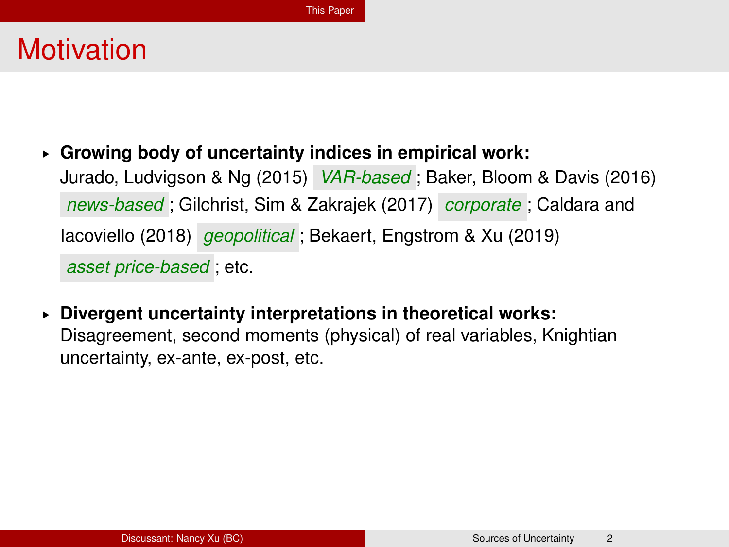# Motivation

- **Growing body of uncertainty indices in empirical work:**
  Jurado, Ludvigson & Ng (2015) *VAR-based*; Baker, Bloom & Davis (2016) *news-based*; Gilchrist, Sim & Zakrajek (2017) *corporate*; Caldara and Iacoviello (2018) *geopolitical*; Bekaert, Engstrom & Xu (2019) *asset price-based*; etc.

- **Divergent uncertainty interpretations in theoretical works:**
  Disagreement, second moments (physical) of real variables, Knightian uncertainty, ex-ante, ex-post, etc.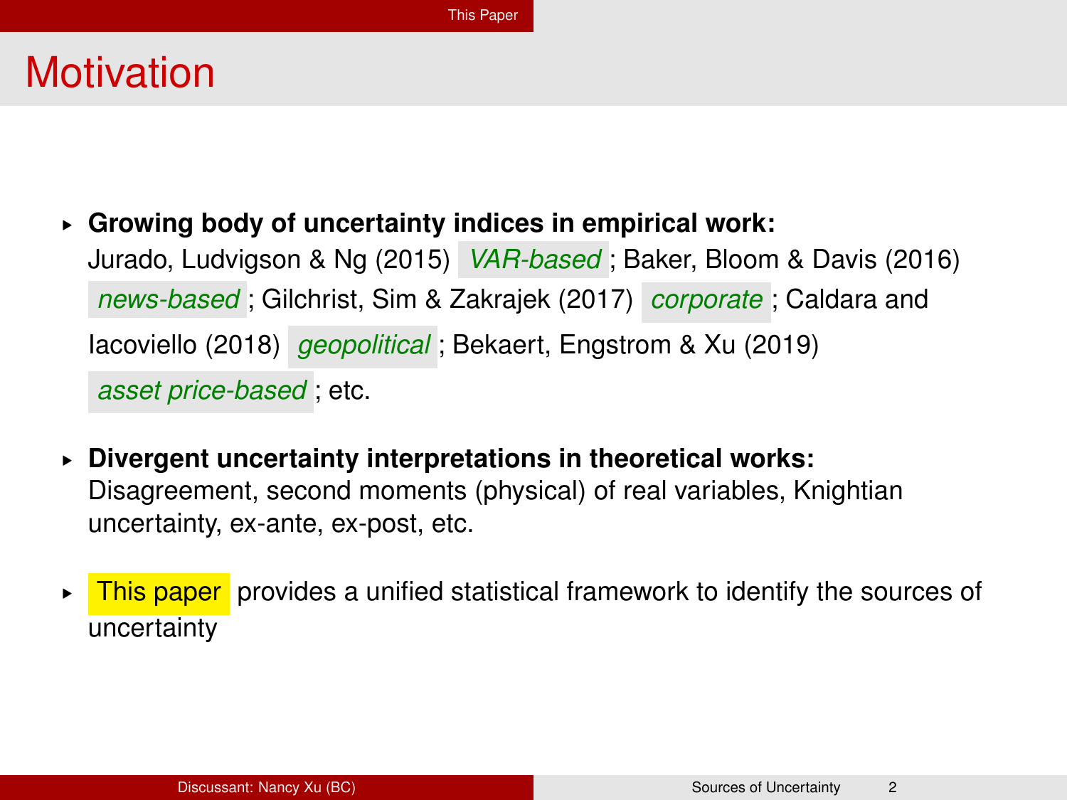# Motivation

- **Growing body of uncertainty indices in empirical work:** Jurado, Ludvigson & Ng (2015) *VAR-based*; Baker, Bloom & Davis (2016) *news-based*; Gilchrist, Sim & Zakrajek (2017) *corporate*; Caldara and Iacoviello (2018) *geopolitical*; Bekaert, Engstrom & Xu (2019) *asset price-based*; etc.
- **Divergent uncertainty interpretations in theoretical works:** Disagreement, second moments (physical) of real variables, Knightian uncertainty, ex-ante, ex-post, etc.
- This paper provides a unified statistical framework to identify the sources of uncertainty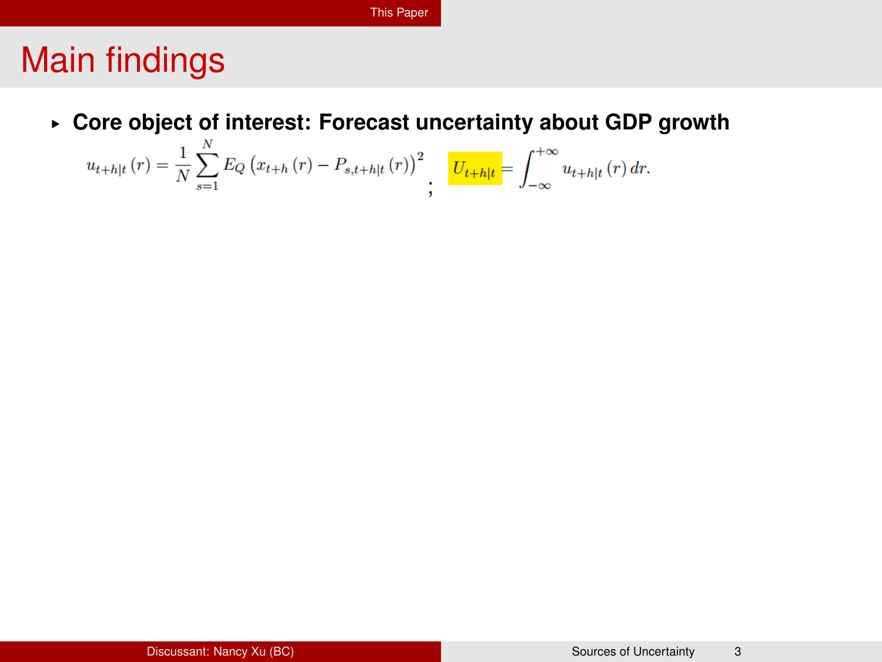# Main findings

- **Core object of interest: Forecast uncertainty about GDP growth**

$$u_{t+h|t}(r) = \frac{1}{N}\sum_{s=1}^{N} E_Q \left(x_{t+h}(r) - P_{s,t+h|t}(r)\right)^2; \quad U_{t+h|t} = \int_{-\infty}^{+\infty} u_{t+h|t}(r)\,dr.$$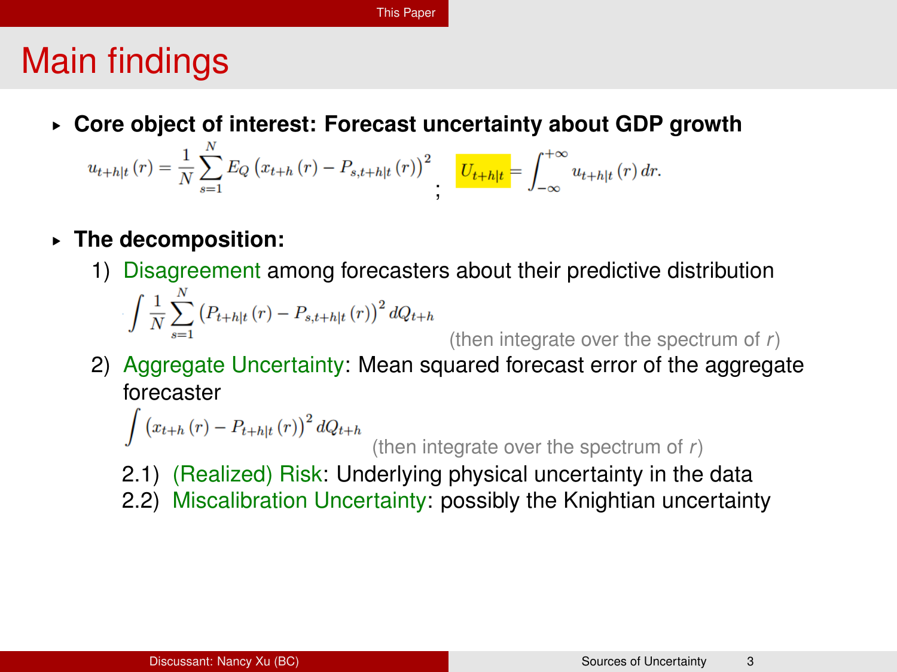# Main findings

- **Core object of interest: Forecast uncertainty about GDP growth**

$$u_{t+h|t}(r) = \frac{1}{N}\sum_{s=1}^{N} E_Q\left(x_{t+h}(r) - P_{s,t+h|t}(r)\right)^2 ; \quad U_{t+h|t} = \int_{-\infty}^{+\infty} u_{t+h|t}(r)\, dr.$$

- **The decomposition:**
  1) Disagreement among forecasters about their predictive distribution

  $$\int \frac{1}{N}\sum_{s=1}^{N}\left(P_{t+h|t}(r) - P_{s,t+h|t}(r)\right)^2 dQ_{t+h}$$

  (then integrate over the spectrum of $r$)

  2) Aggregate Uncertainty: Mean squared forecast error of the aggregate forecaster

  $$\int \left(x_{t+h}(r) - P_{t+h|t}(r)\right)^2 dQ_{t+h}$$

  (then integrate over the spectrum of $r$)

  2.1) (Realized) Risk: Underlying physical uncertainty in the data

  2.2) Miscalibration Uncertainty: possibly the Knightian uncertainty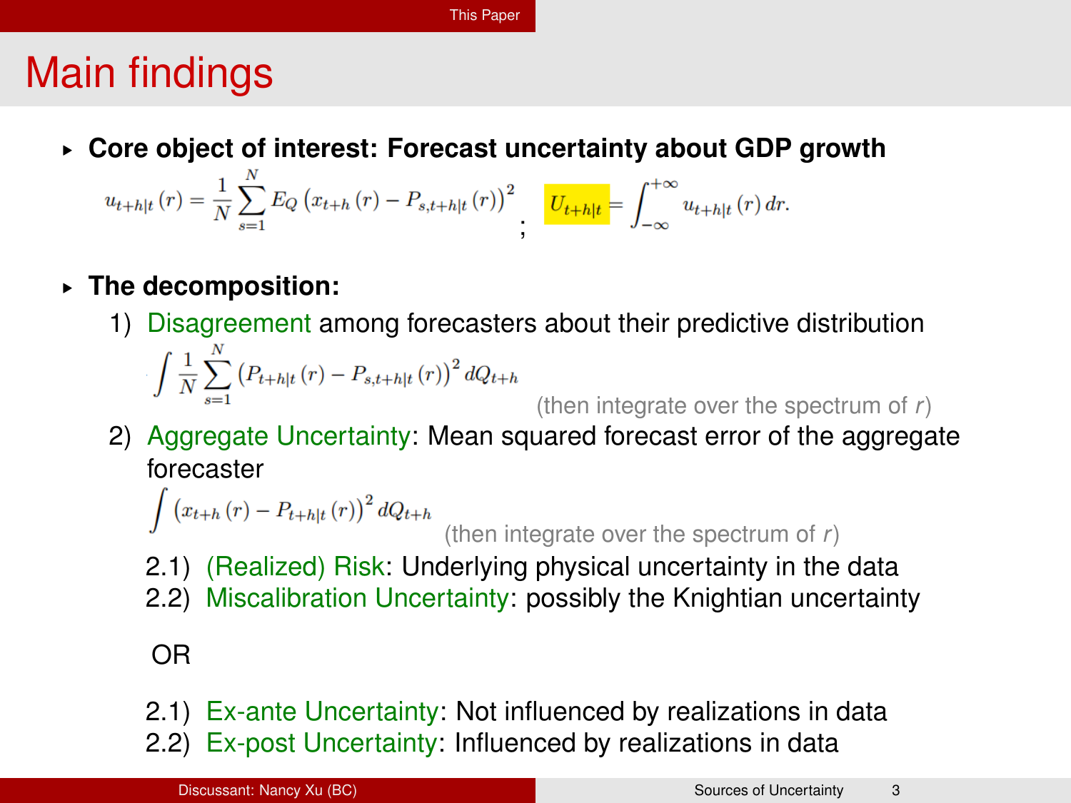# Main findings

- **Core object of interest: Forecast uncertainty about GDP growth**

$$u_{t+h|t}(r) = \frac{1}{N}\sum_{s=1}^{N} E_Q\left(x_{t+h}(r) - P_{s,t+h|t}(r)\right)^2 \; ; \quad U_{t+h|t} = \int_{-\infty}^{+\infty} u_{t+h|t}(r)\, dr.$$

- **The decomposition:**
  1) Disagreement among forecasters about their predictive distribution

  $$\int \frac{1}{N}\sum_{s=1}^{N}\left(P_{t+h|t}(r) - P_{s,t+h|t}(r)\right)^2 dQ_{t+h}$$

  (then integrate over the spectrum of $r$)

  2) Aggregate Uncertainty: Mean squared forecast error of the aggregate forecaster

  $$\int \left(x_{t+h}(r) - P_{t+h|t}(r)\right)^2 dQ_{t+h}$$

  (then integrate over the spectrum of $r$)

  2.1) (Realized) Risk: Underlying physical uncertainty in the data
  2.2) Miscalibration Uncertainty: possibly the Knightian uncertainty

  OR

  2.1) Ex-ante Uncertainty: Not influenced by realizations in data
  2.2) Ex-post Uncertainty: Influenced by realizations in data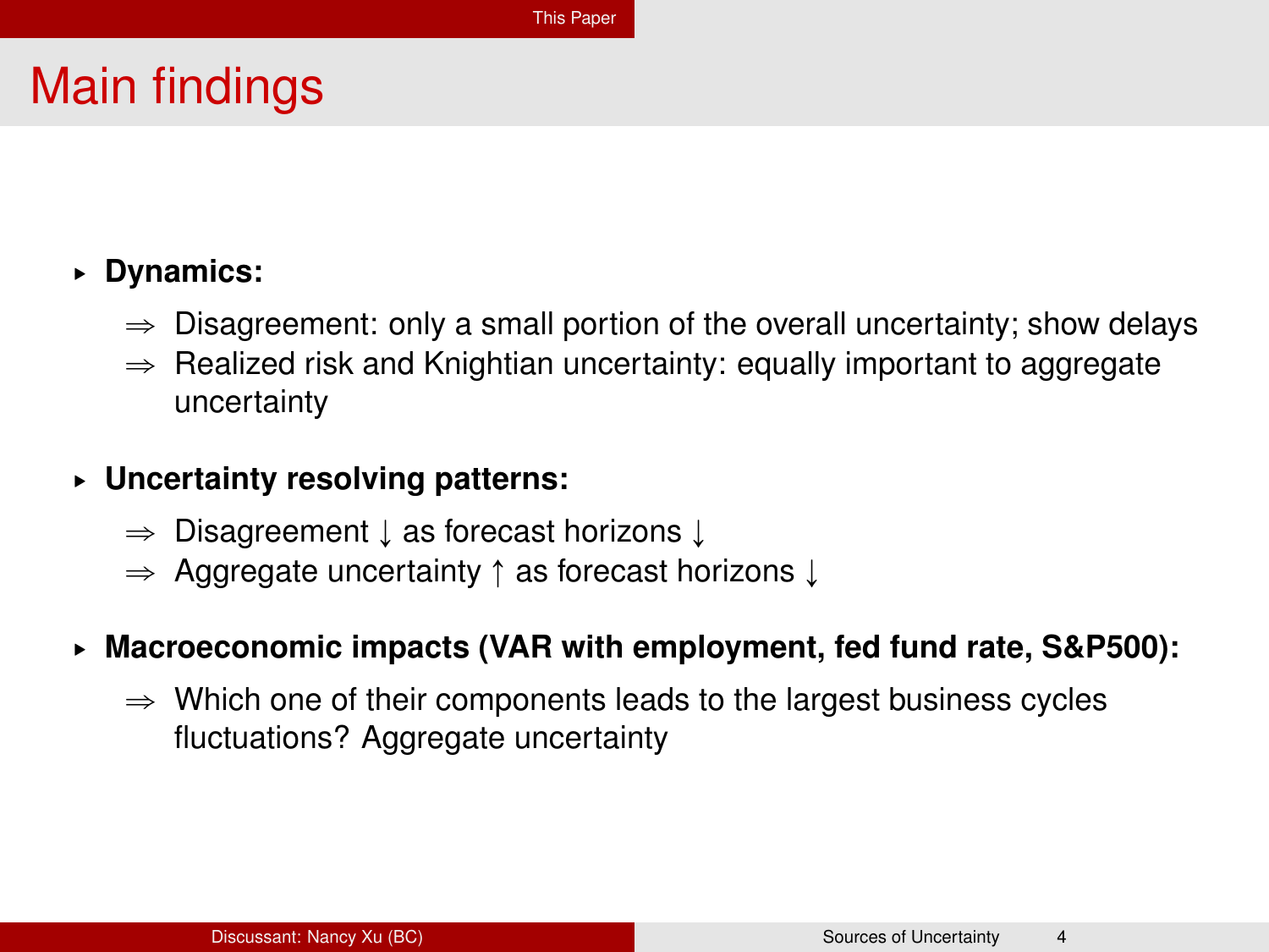# Main findings

- **Dynamics:**
  - ⇒ Disagreement: only a small portion of the overall uncertainty; show delays
  - ⇒ Realized risk and Knightian uncertainty: equally important to aggregate uncertainty
- **Uncertainty resolving patterns:**
  - ⇒ Disagreement ↓ as forecast horizons ↓
  - ⇒ Aggregate uncertainty ↑ as forecast horizons ↓
- **Macroeconomic impacts (VAR with employment, fed fund rate, S&P500):**
  - ⇒ Which one of their components leads to the largest business cycles fluctuations? Aggregate uncertainty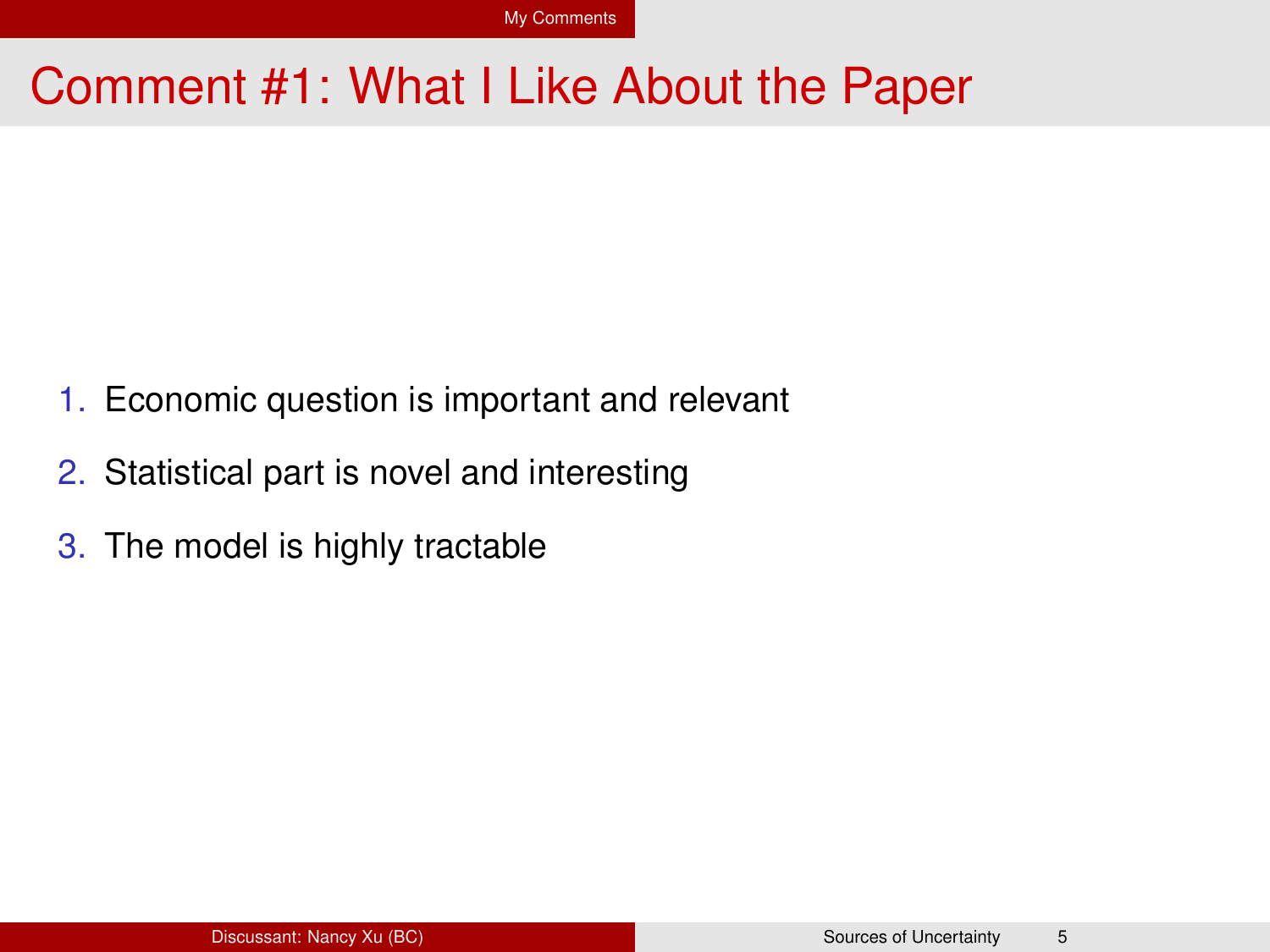# Comment #1: What I Like About the Paper

1. Economic question is important and relevant
2. Statistical part is novel and interesting
3. The model is highly tractable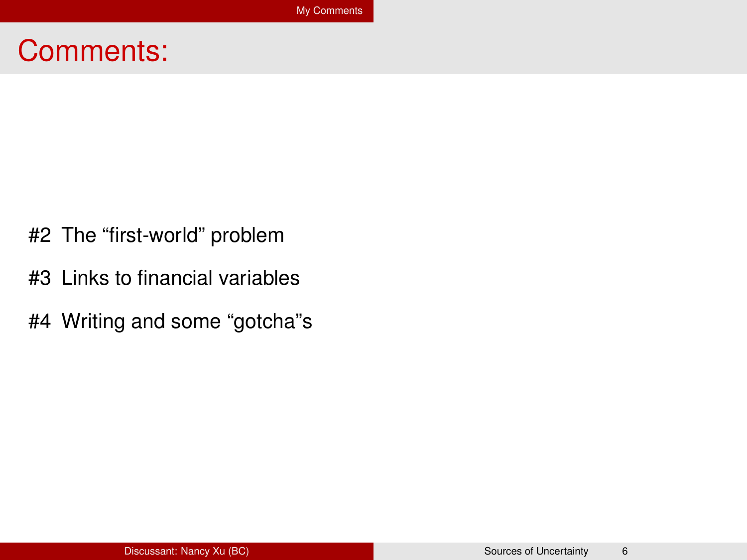# Comments:

#2 The “first-world” problem

#3 Links to financial variables

#4 Writing and some “gotcha”s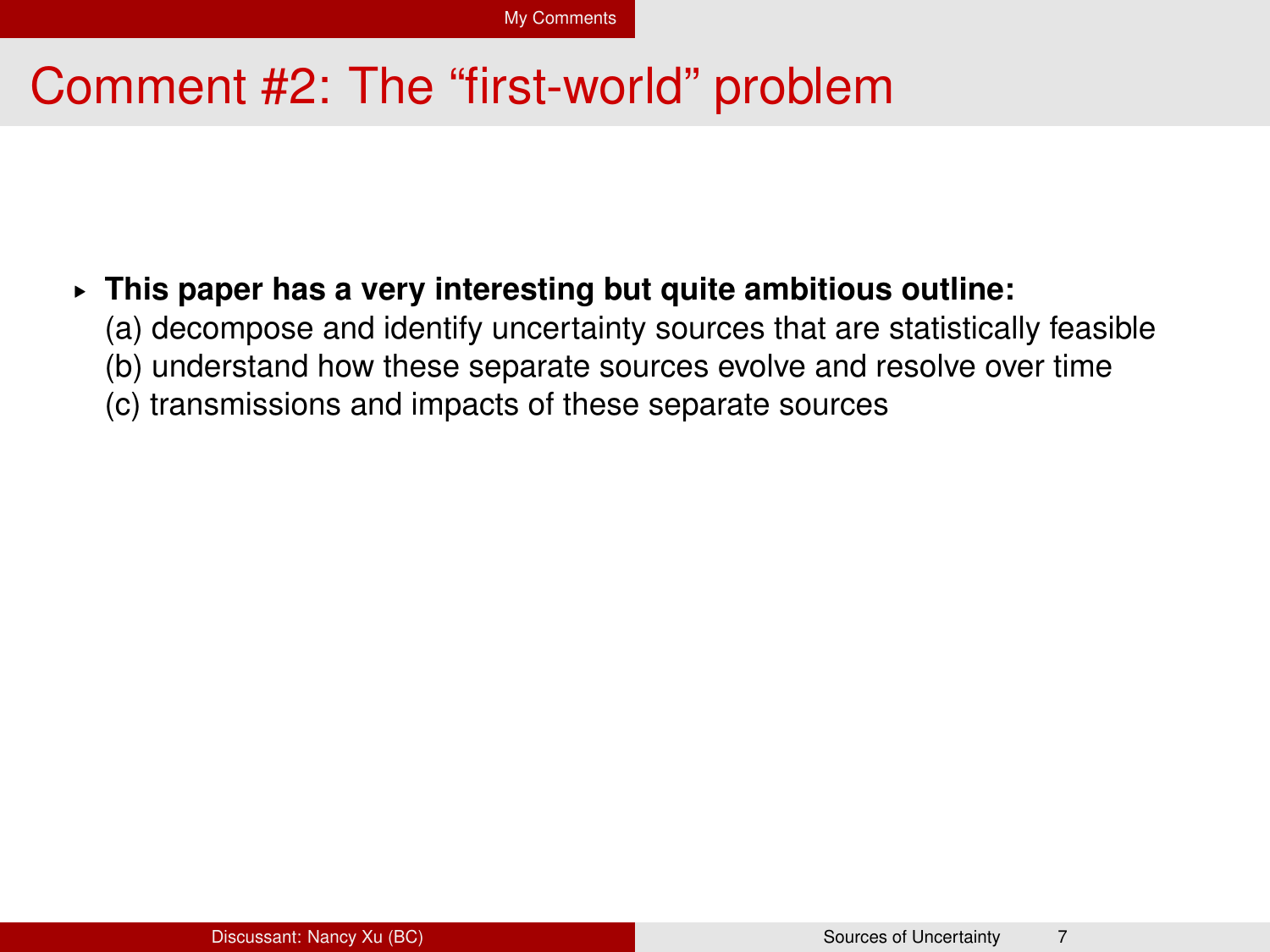# Comment #2: The “first-world” problem

- **This paper has a very interesting but quite ambitious outline:**
  (a) decompose and identify uncertainty sources that are statistically feasible
  (b) understand how these separate sources evolve and resolve over time
  (c) transmissions and impacts of these separate sources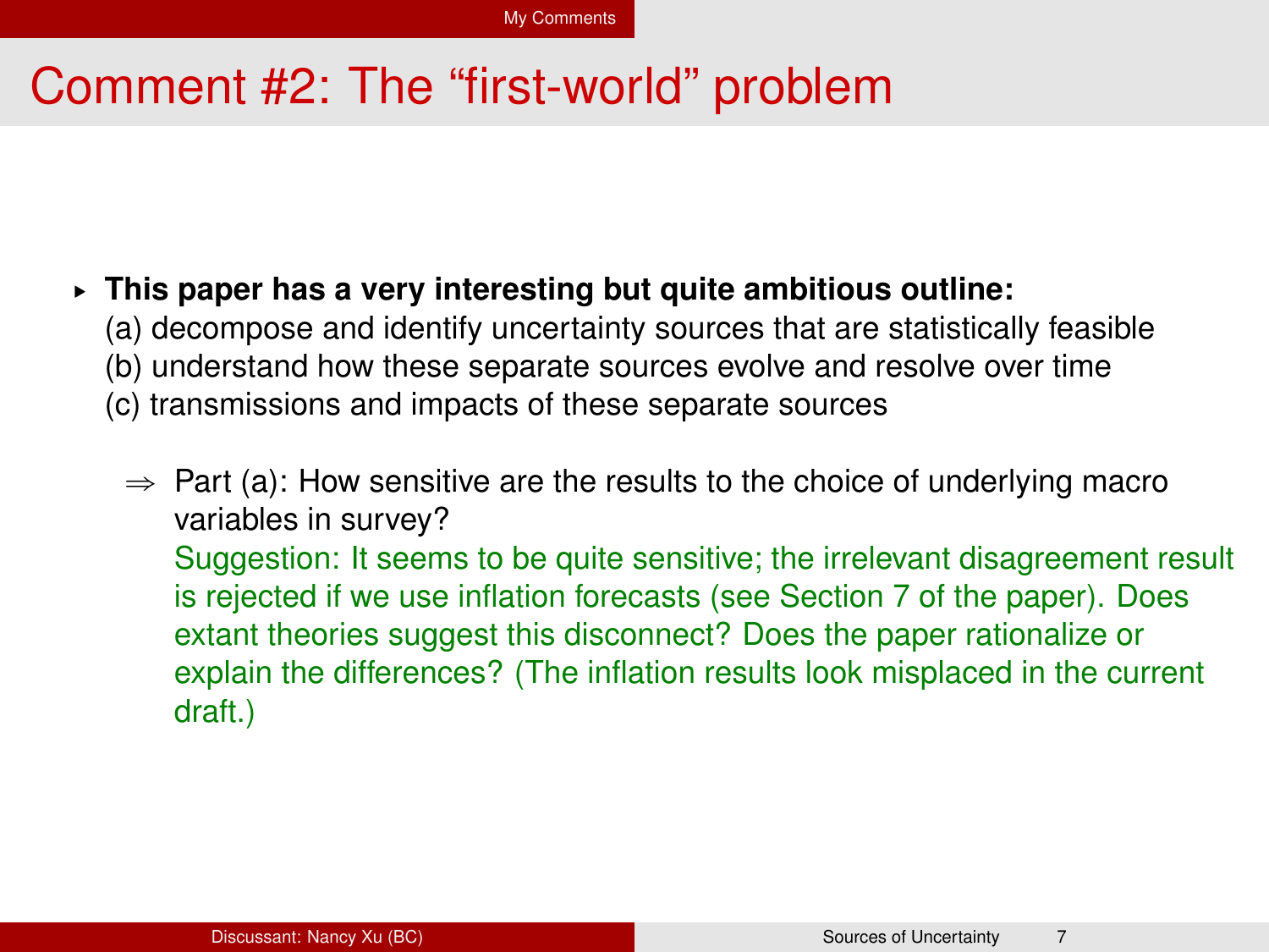# Comment #2: The "first-world" problem

- **This paper has a very interesting but quite ambitious outline:**
  (a) decompose and identify uncertainty sources that are statistically feasible
  (b) understand how these separate sources evolve and resolve over time
  (c) transmissions and impacts of these separate sources

  ⇒ Part (a): How sensitive are the results to the choice of underlying macro variables in survey?
  Suggestion: It seems to be quite sensitive; the irrelevant disagreement result is rejected if we use inflation forecasts (see Section 7 of the paper). Does extant theories suggest this disconnect? Does the paper rationalize or explain the differences? (The inflation results look misplaced in the current draft.)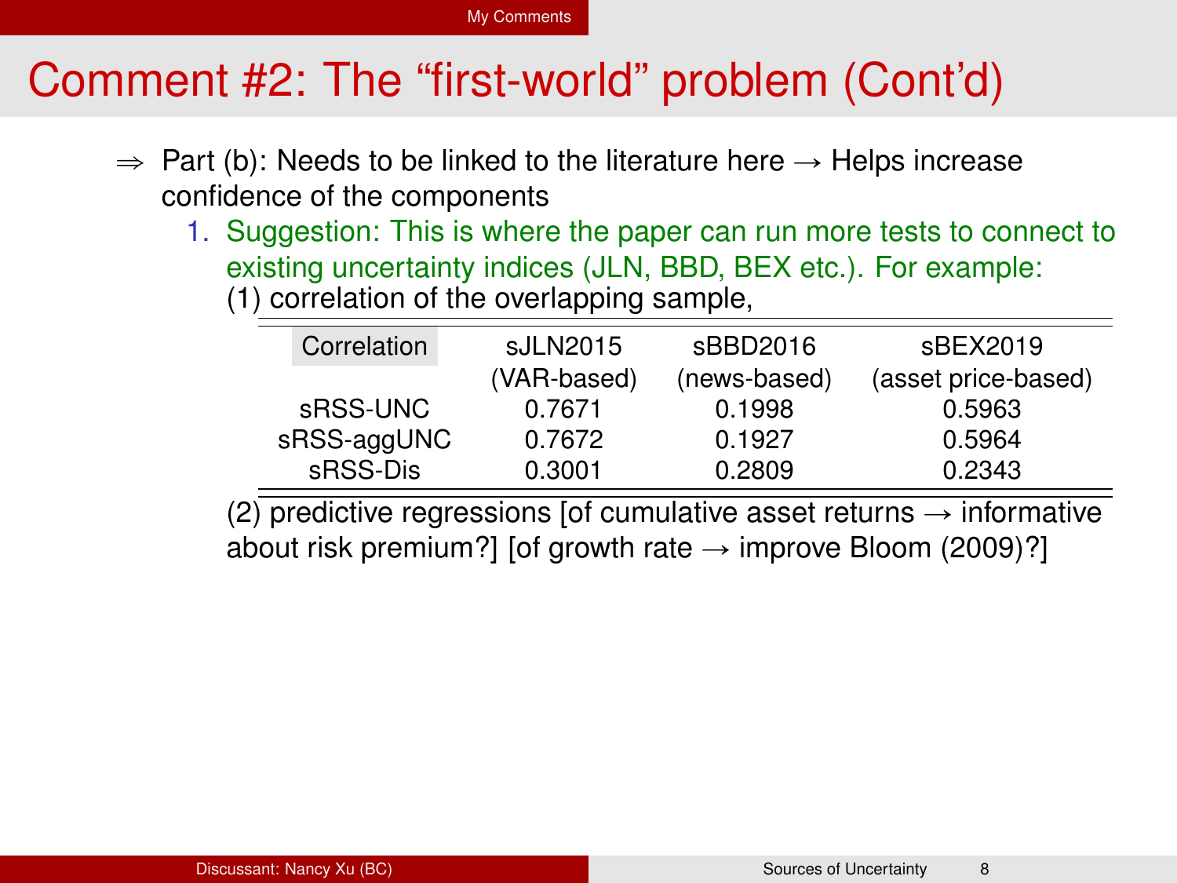# Comment #2: The “first-world” problem (Cont’d)

⇒ Part (b): Needs to be linked to the literature here → Helps increase confidence of the components

1. Suggestion: This is where the paper can run more tests to connect to existing uncertainty indices (JLN, BBD, BEX etc.). For example:
   (1) correlation of the overlapping sample,

| Correlation | sJLN2015 (VAR-based) | sBBD2016 (news-based) | sBEX2019 (asset price-based) |
|---|---|---|---|
| sRSS-UNC | 0.7671 | 0.1998 | 0.5963 |
| sRSS-aggUNC | 0.7672 | 0.1927 | 0.5964 |
| sRSS-Dis | 0.3001 | 0.2809 | 0.2343 |

   (2) predictive regressions [of cumulative asset returns → informative about risk premium?] [of growth rate → improve Bloom (2009)?]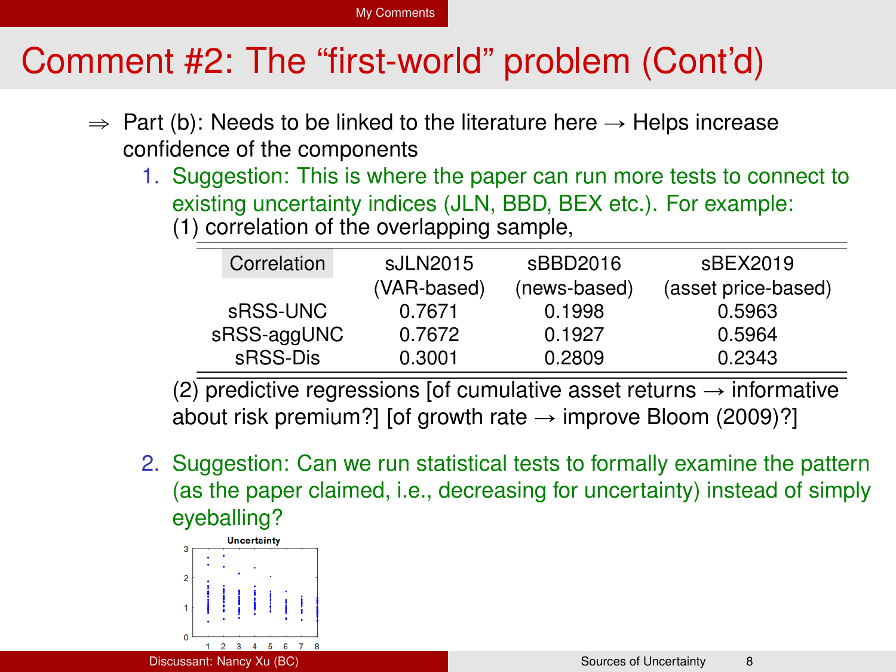# Comment #2: The "first-world" problem (Cont'd)

⇒ Part (b): Needs to be linked to the literature here → Helps increase confidence of the components

1. Suggestion: This is where the paper can run more tests to connect to existing uncertainty indices (JLN, BBD, BEX etc.). For example:
   (1) correlation of the overlapping sample,

| Correlation | sJLN2015 (VAR-based) | sBBD2016 (news-based) | sBEX2019 (asset price-based) |
|---|---|---|---|
| sRSS-UNC | 0.7671 | 0.1998 | 0.5963 |
| sRSS-aggUNC | 0.7672 | 0.1927 | 0.5964 |
| sRSS-Dis | 0.3001 | 0.2809 | 0.2343 |

   (2) predictive regressions [of cumulative asset returns → informative about risk premium?] [of growth rate → improve Bloom (2009)?]

2. Suggestion: Can we run statistical tests to formally examine the pattern (as the paper claimed, i.e., decreasing for uncertainty) instead of simply eyeballing?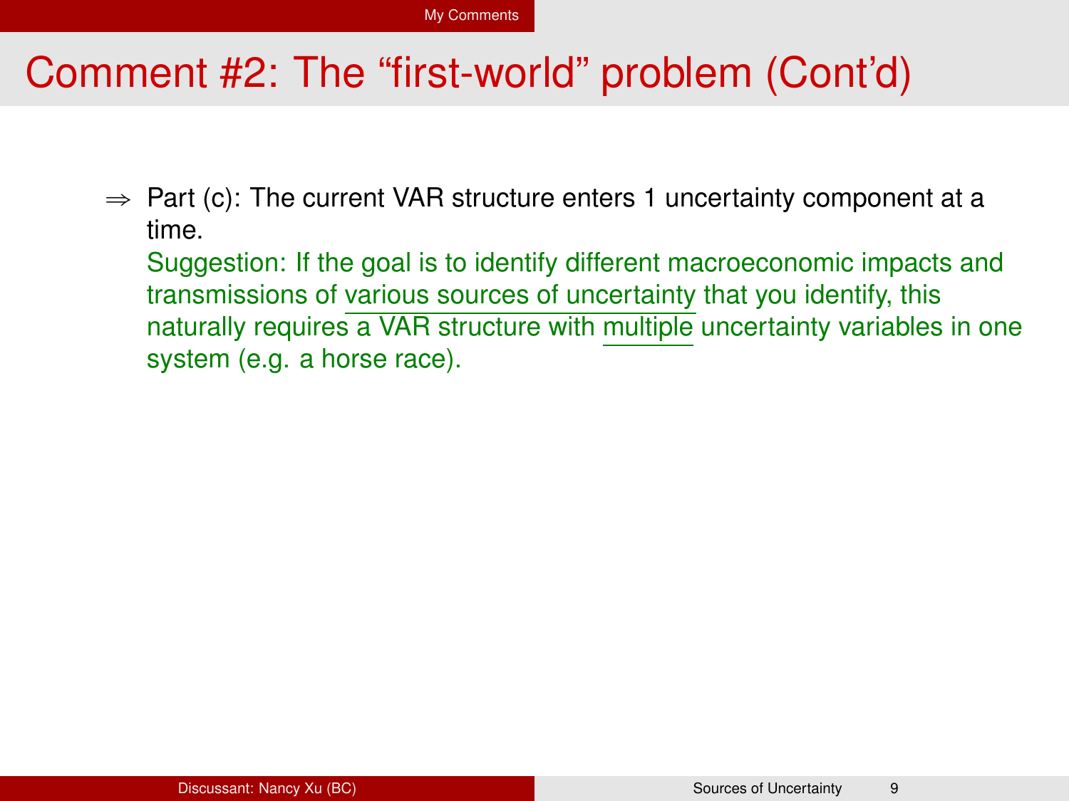# Comment #2: The "first-world" problem (Cont'd)

$\Rightarrow$ Part (c): The current VAR structure enters 1 uncertainty component at a time.

Suggestion: If the goal is to identify different macroeconomic impacts and transmissions of various sources of uncertainty that you identify, this naturally requires a VAR structure with multiple uncertainty variables in one system (e.g. a horse race).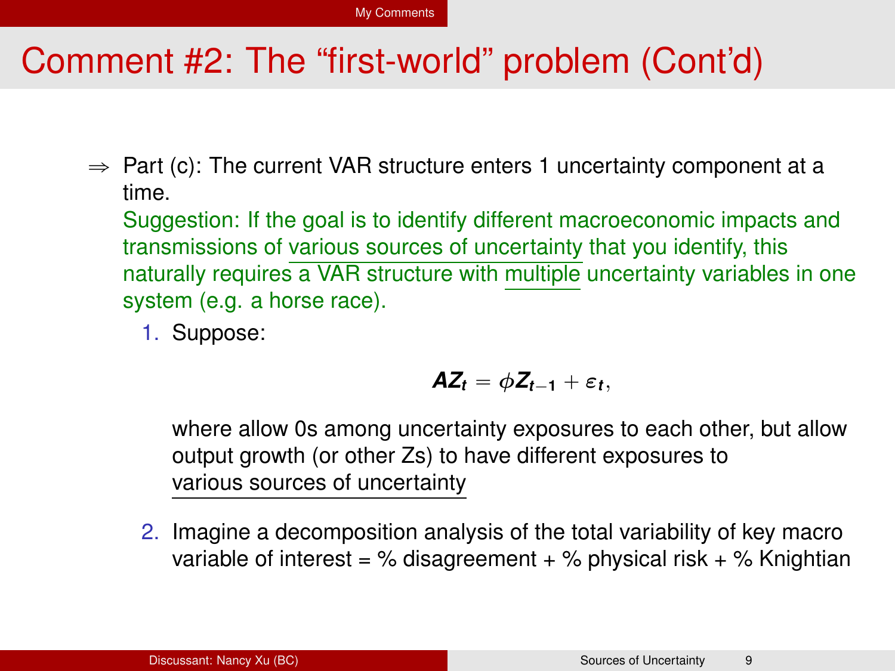# Comment #2: The "first-world" problem (Cont'd)

⇒ Part (c): The current VAR structure enters 1 uncertainty component at a time.

Suggestion: If the goal is to identify different macroeconomic impacts and transmissions of various sources of uncertainty that you identify, this naturally requires a VAR structure with multiple uncertainty variables in one system (e.g. a horse race).

1. Suppose:

$$\boldsymbol{AZ_t} = \phi \boldsymbol{Z_{t-1}} + \boldsymbol{\varepsilon_t},$$

where allow 0s among uncertainty exposures to each other, but allow output growth (or other Zs) to have different exposures to various sources of uncertainty

2. Imagine a decomposition analysis of the total variability of key macro variable of interest = % disagreement + % physical risk + % Knightian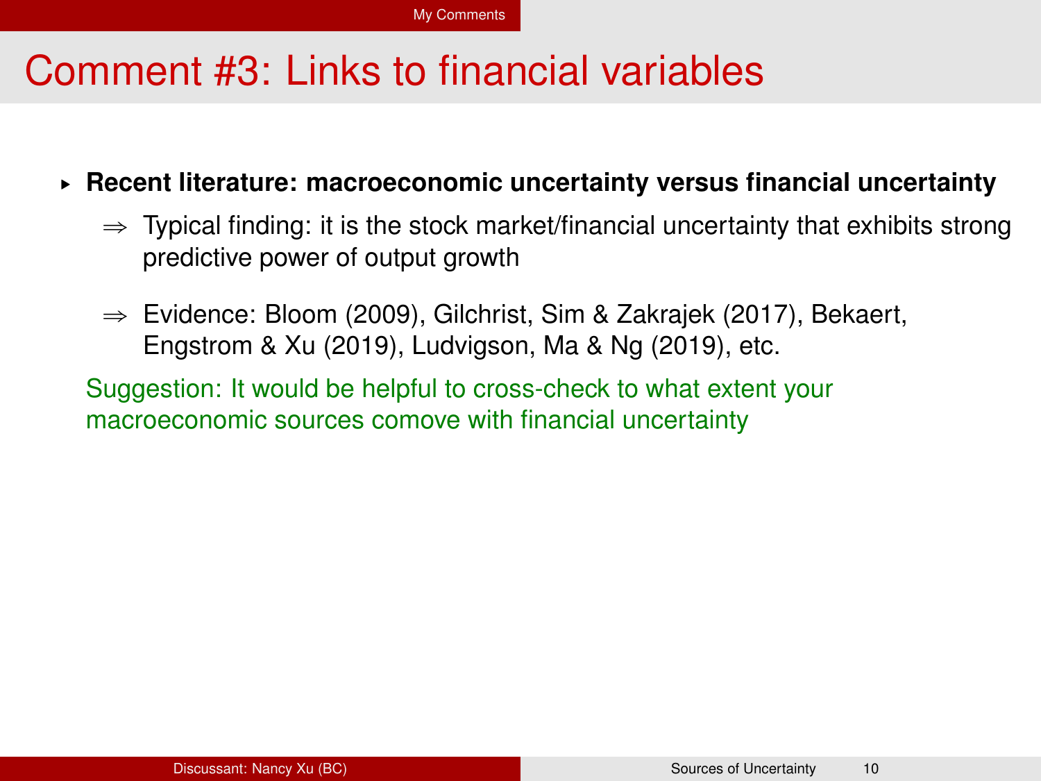# Comment #3: Links to financial variables

- **Recent literature: macroeconomic uncertainty versus financial uncertainty**
  - $\Rightarrow$ Typical finding: it is the stock market/financial uncertainty that exhibits strong predictive power of output growth
  - $\Rightarrow$ Evidence: Bloom (2009), Gilchrist, Sim & Zakrajek (2017), Bekaert, Engstrom & Xu (2019), Ludvigson, Ma & Ng (2019), etc.

Suggestion: It would be helpful to cross-check to what extent your macroeconomic sources comove with financial uncertainty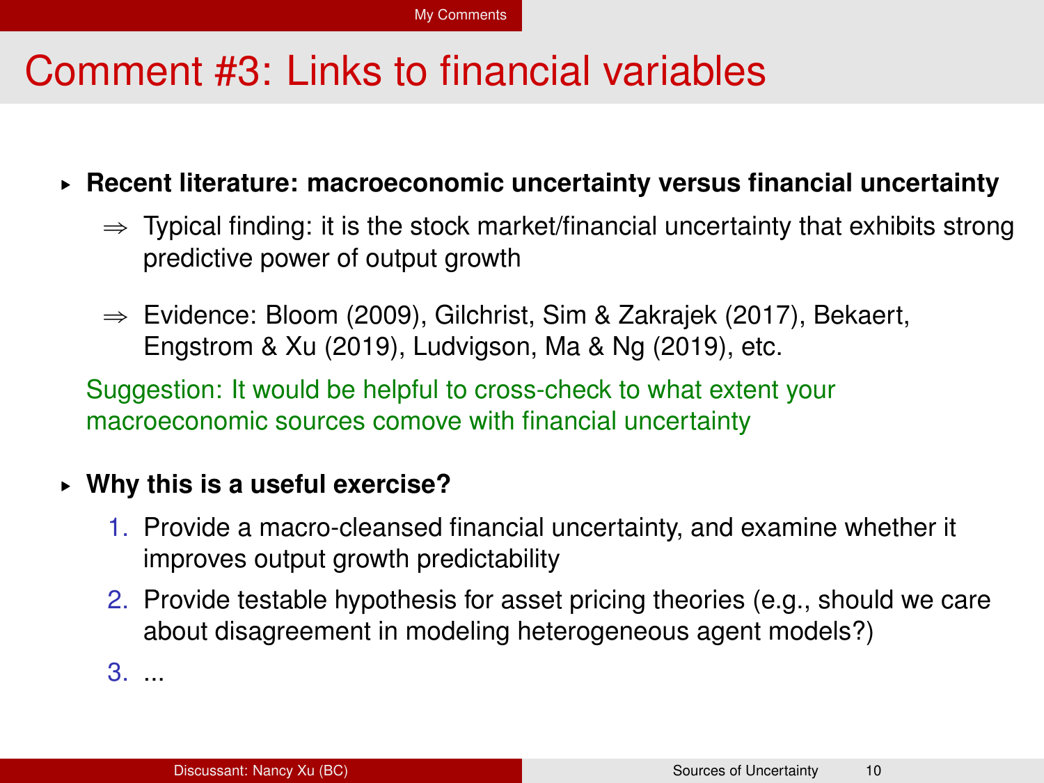# Comment #3: Links to financial variables

- **Recent literature: macroeconomic uncertainty versus financial uncertainty**
  - ⇒ Typical finding: it is the stock market/financial uncertainty that exhibits strong predictive power of output growth
  - ⇒ Evidence: Bloom (2009), Gilchrist, Sim & Zakrajek (2017), Bekaert, Engstrom & Xu (2019), Ludvigson, Ma & Ng (2019), etc.

  Suggestion: It would be helpful to cross-check to what extent your macroeconomic sources comove with financial uncertainty

- **Why this is a useful exercise?**
  1. Provide a macro-cleansed financial uncertainty, and examine whether it improves output growth predictability
  2. Provide testable hypothesis for asset pricing theories (e.g., should we care about disagreement in modeling heterogeneous agent models?)
  3. ...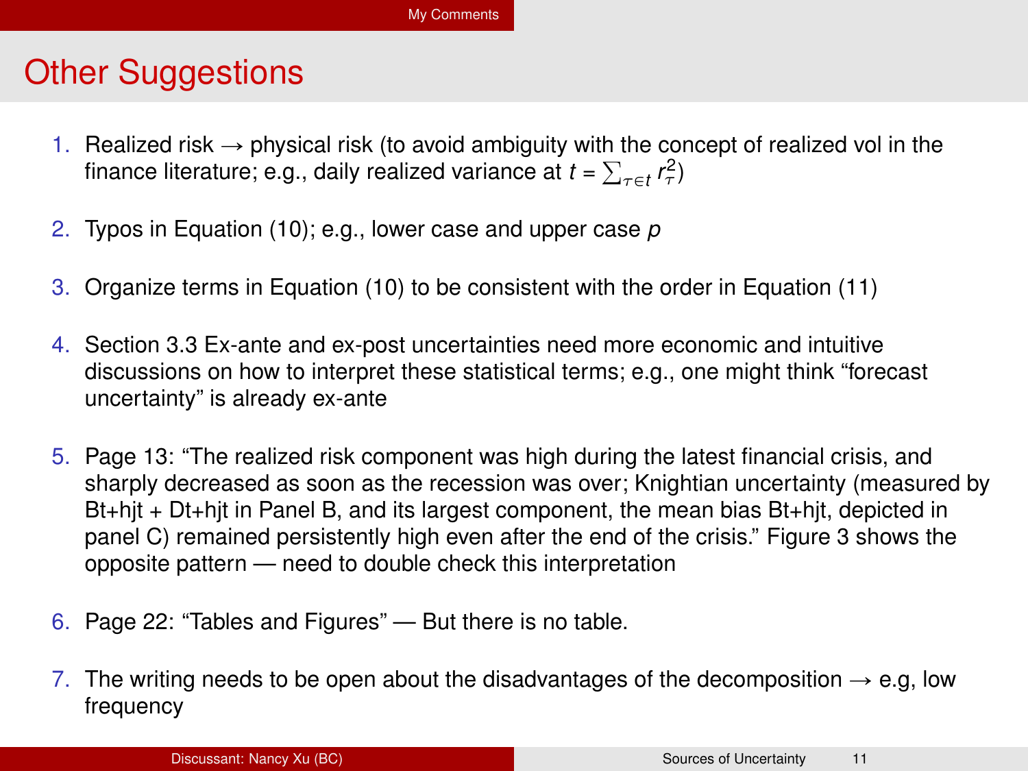# Other Suggestions

1. Realized risk → physical risk (to avoid ambiguity with the concept of realized vol in the finance literature; e.g., daily realized variance at $t = \sum_{\tau \in t} r_\tau^2$)

2. Typos in Equation (10); e.g., lower case and upper case $p$

3. Organize terms in Equation (10) to be consistent with the order in Equation (11)

4. Section 3.3 Ex-ante and ex-post uncertainties need more economic and intuitive discussions on how to interpret these statistical terms; e.g., one might think "forecast uncertainty" is already ex-ante

5. Page 13: "The realized risk component was high during the latest financial crisis, and sharply decreased as soon as the recession was over; Knightian uncertainty (measured by Bt+hjt + Dt+hjt in Panel B, and its largest component, the mean bias Bt+hjt, depicted in panel C) remained persistently high even after the end of the crisis." Figure 3 shows the opposite pattern — need to double check this interpretation

6. Page 22: "Tables and Figures" — But there is no table.

7. The writing needs to be open about the disadvantages of the decomposition → e.g, low frequency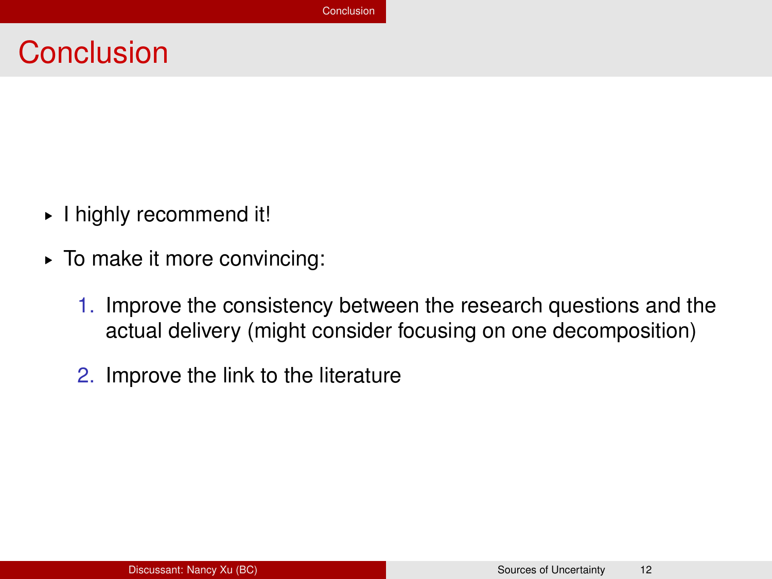# Conclusion

- I highly recommend it!
- To make it more convincing:
  1. Improve the consistency between the research questions and the actual delivery (might consider focusing on one decomposition)
  2. Improve the link to the literature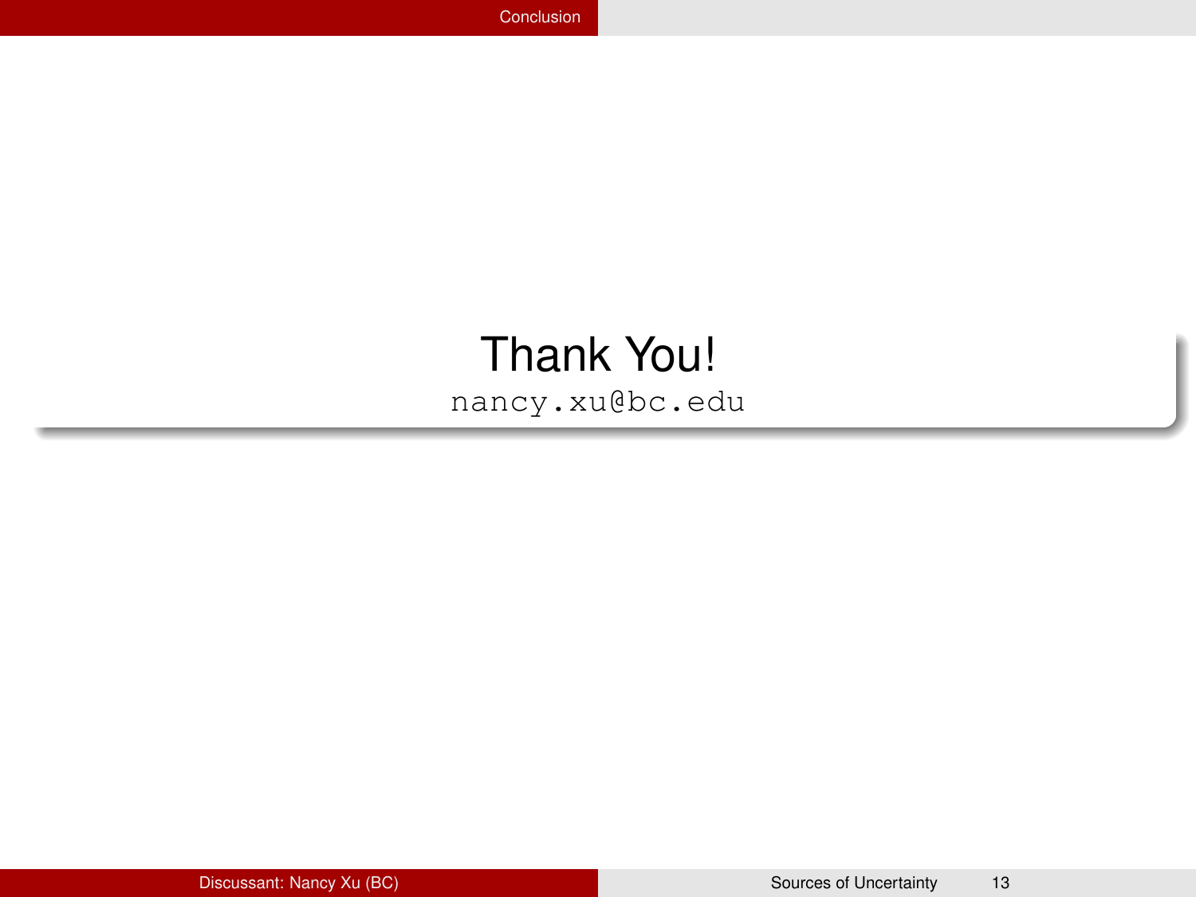# Thank You!

nancy.xu@bc.edu